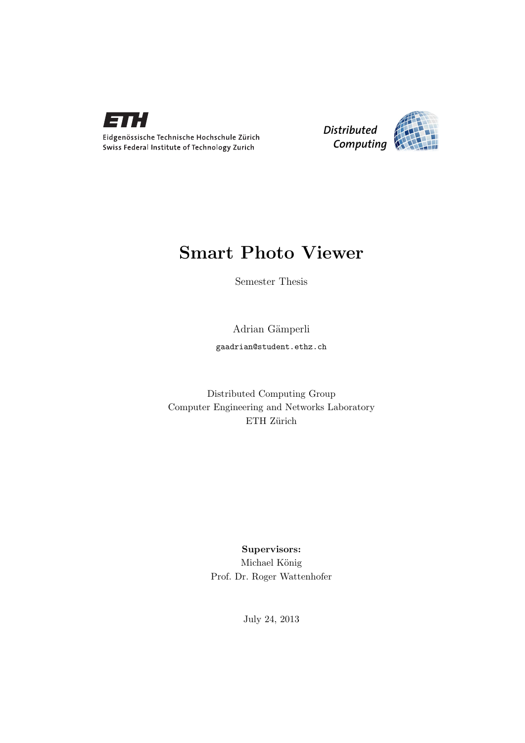Eidgenössische Technische Hochschule Zürich
Swiss Federal Institute of Technology Zurich

Distributed Computing

# Smart Photo Viewer

Semester Thesis

Adrian Gämperli

gaadrian@student.ethz.ch

Distributed Computing Group
Computer Engineering and Networks Laboratory
ETH Zürich

**Supervisors:**
Michael König
Prof. Dr. Roger Wattenhofer

July 24, 2013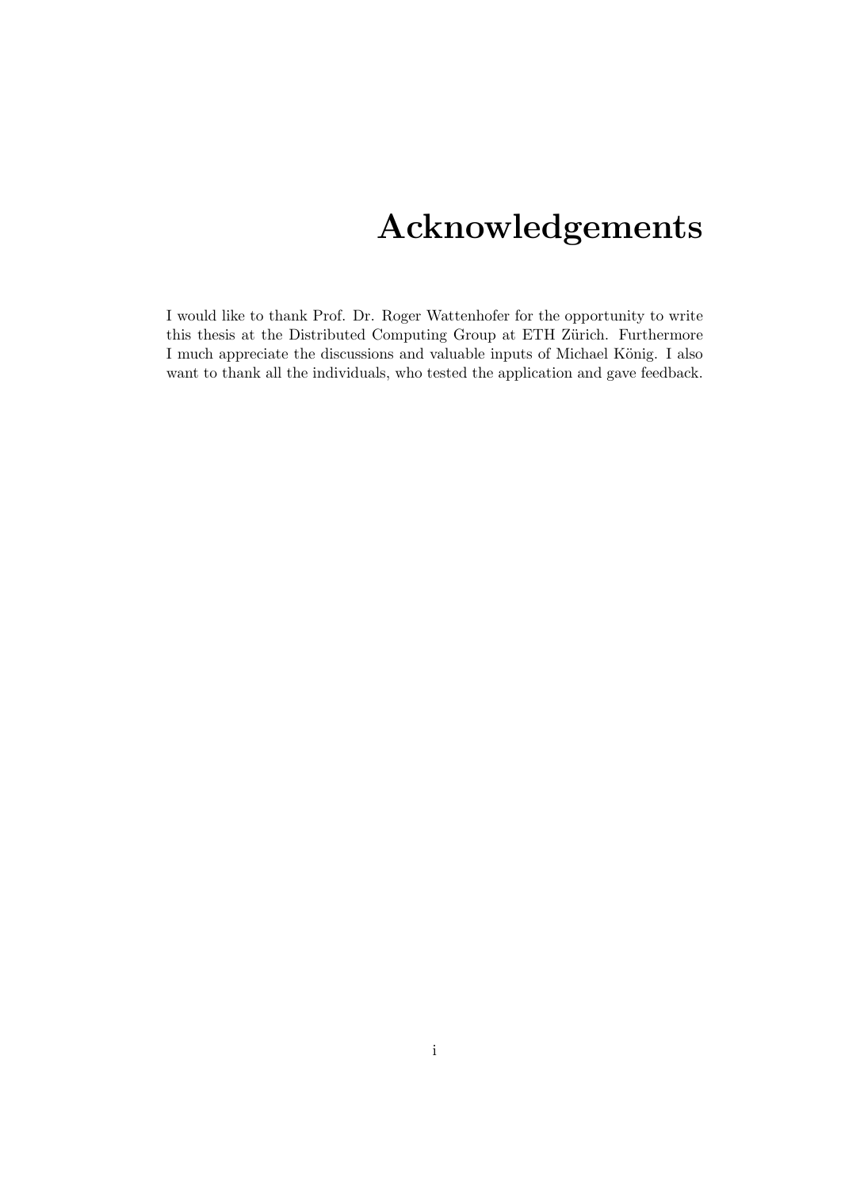# Acknowledgements

I would like to thank Prof. Dr. Roger Wattenhofer for the opportunity to write this thesis at the Distributed Computing Group at ETH Zürich. Furthermore I much appreciate the discussions and valuable inputs of Michael König. I also want to thank all the individuals, who tested the application and gave feedback.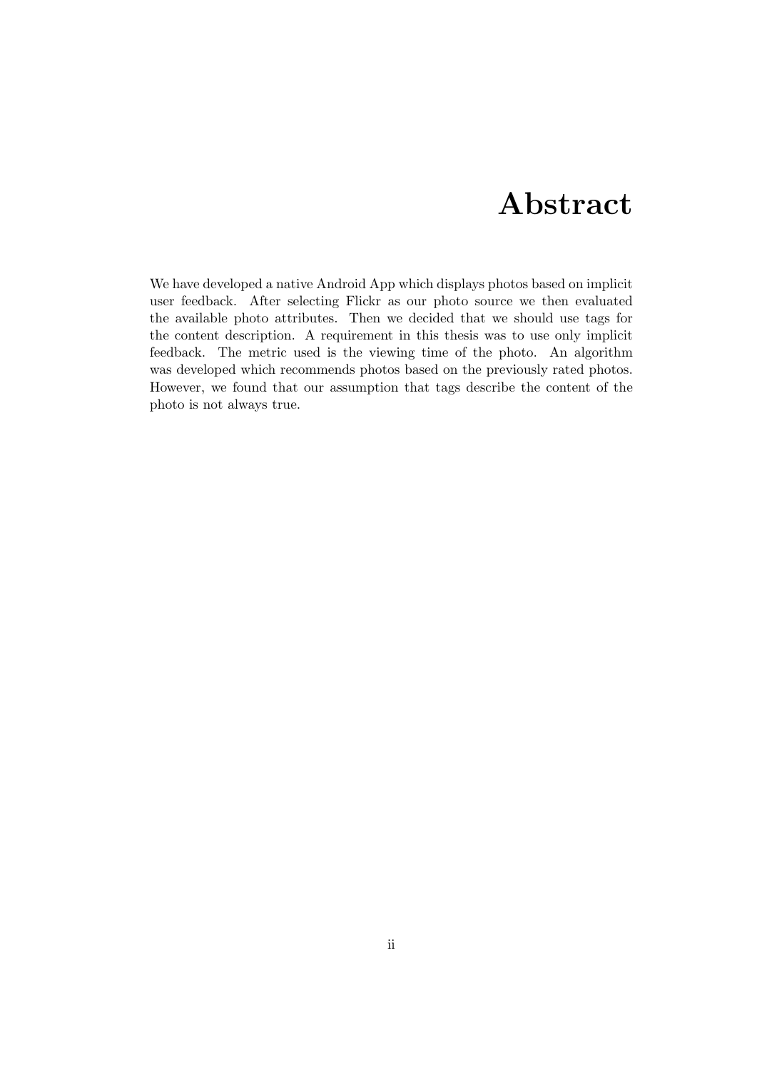# Abstract

We have developed a native Android App which displays photos based on implicit user feedback. After selecting Flickr as our photo source we then evaluated the available photo attributes. Then we decided that we should use tags for the content description. A requirement in this thesis was to use only implicit feedback. The metric used is the viewing time of the photo. An algorithm was developed which recommends photos based on the previously rated photos. However, we found that our assumption that tags describe the content of the photo is not always true.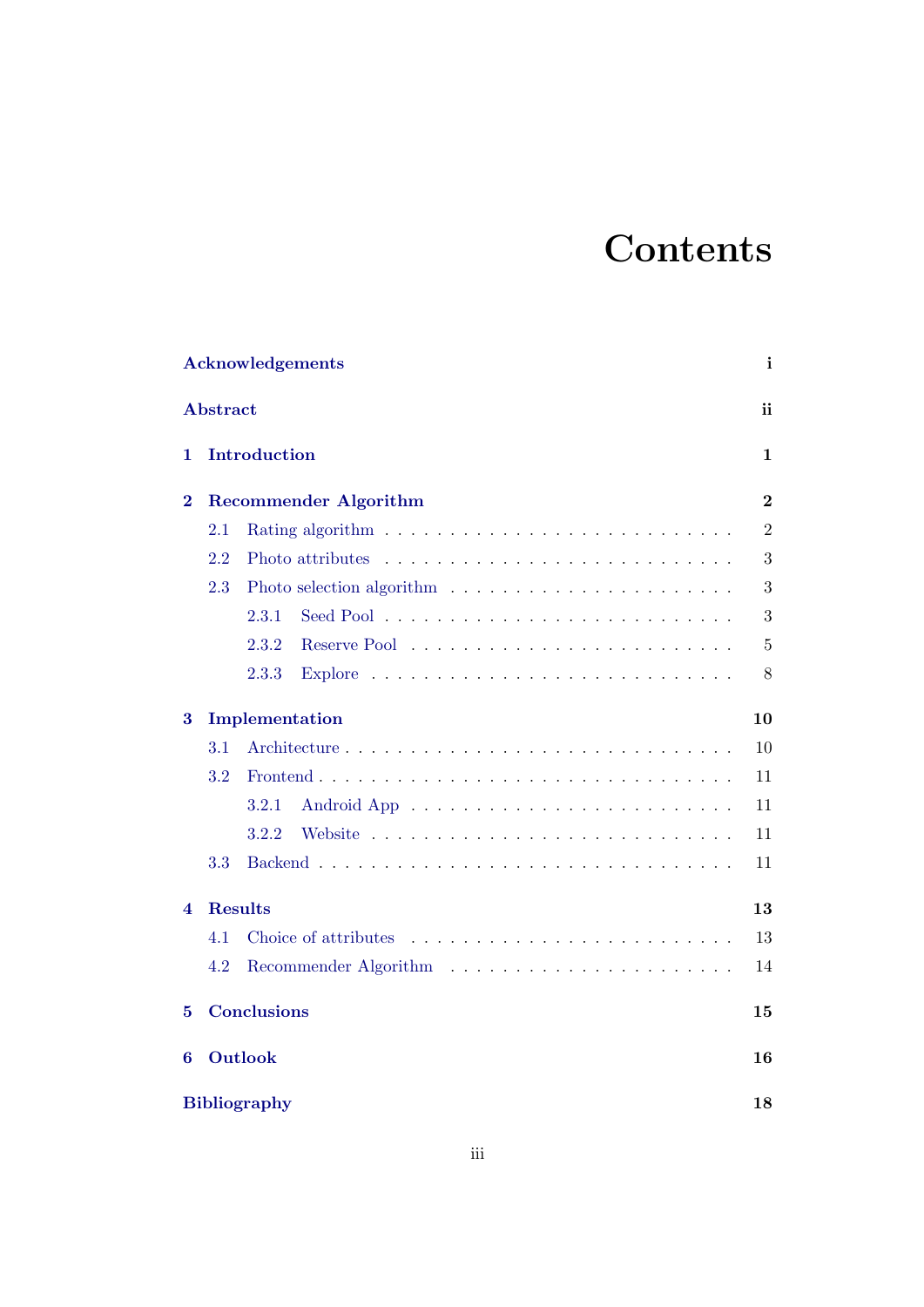# Contents

- **Acknowledgements** — i
- **Abstract** — ii
- **1 Introduction** — 1
- **2 Recommender Algorithm** — 2
  - 2.1 Rating algorithm — 2
  - 2.2 Photo attributes — 3
  - 2.3 Photo selection algorithm — 3
    - 2.3.1 Seed Pool — 3
    - 2.3.2 Reserve Pool — 5
    - 2.3.3 Explore — 8
- **3 Implementation** — 10
  - 3.1 Architecture — 10
  - 3.2 Frontend — 11
    - 3.2.1 Android App — 11
    - 3.2.2 Website — 11
  - 3.3 Backend — 11
- **4 Results** — 13
  - 4.1 Choice of attributes — 13
  - 4.2 Recommender Algorithm — 14
- **5 Conclusions** — 15
- **6 Outlook** — 16
- **Bibliography** — 18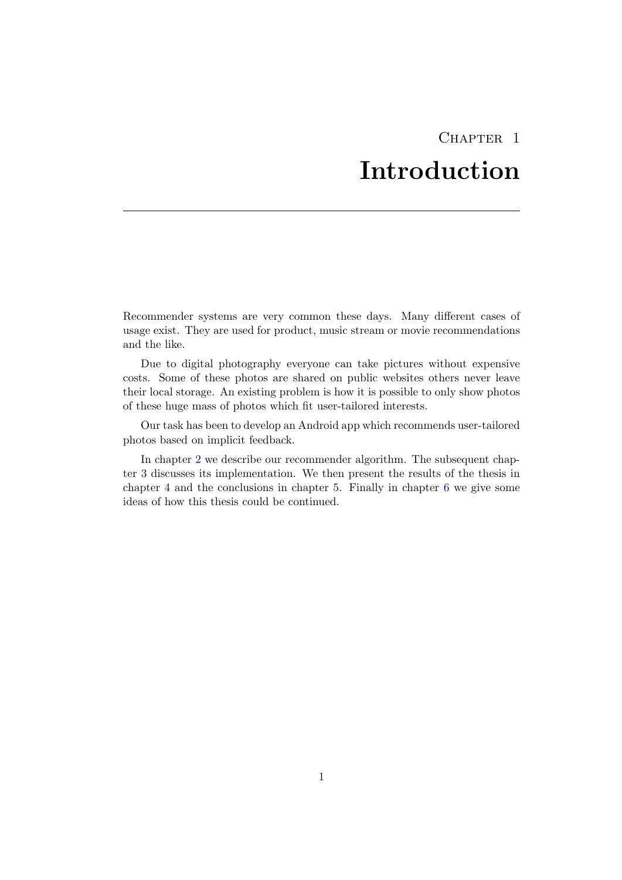# Chapter 1
# Introduction

Recommender systems are very common these days. Many different cases of usage exist. They are used for product, music stream or movie recommendations and the like.

Due to digital photography everyone can take pictures without expensive costs. Some of these photos are shared on public websites others never leave their local storage. An existing problem is how it is possible to only show photos of these huge mass of photos which fit user-tailored interests.

Our task has been to develop an Android app which recommends user-tailored photos based on implicit feedback.

In chapter 2 we describe our recommender algorithm. The subsequent chapter 3 discusses its implementation. We then present the results of the thesis in chapter 4 and the conclusions in chapter 5. Finally in chapter 6 we give some ideas of how this thesis could be continued.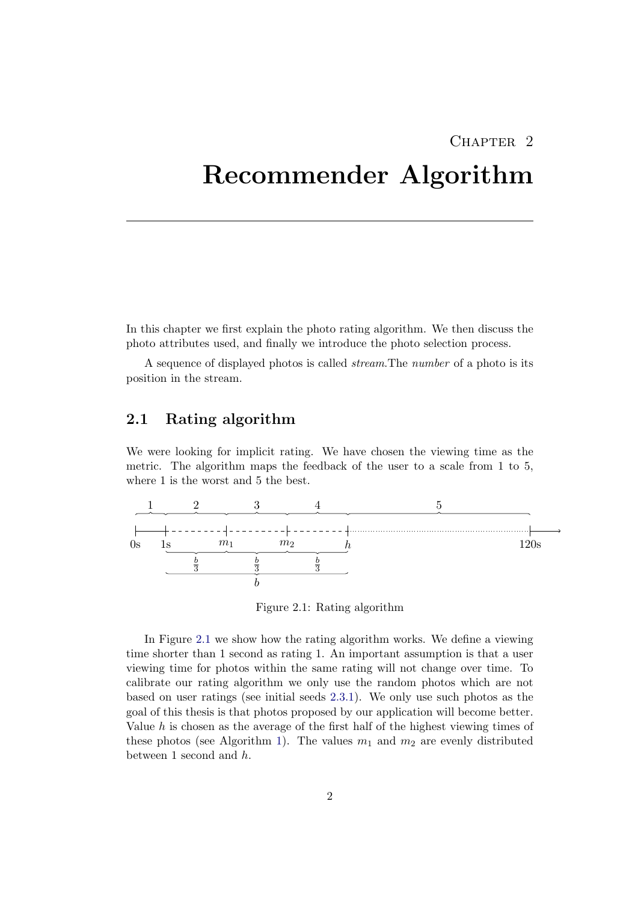# Chapter 2

# Recommender Algorithm

In this chapter we first explain the photo rating algorithm. We then discuss the photo attributes used, and finally we introduce the photo selection process.

A sequence of displayed photos is called *stream*.The *number* of a photo is its position in the stream.

## 2.1 Rating algorithm

We were looking for implicit rating. We have chosen the viewing time as the metric. The algorithm maps the feedback of the user to a scale from 1 to 5, where 1 is the worst and 5 the best.

Figure 2.1: Rating algorithm

In Figure 2.1 we show how the rating algorithm works. We define a viewing time shorter than 1 second as rating 1. An important assumption is that a user viewing time for photos within the same rating will not change over time. To calibrate our rating algorithm we only use the random photos which are not based on user ratings (see initial seeds 2.3.1). We only use such photos as the goal of this thesis is that photos proposed by our application will become better. Value $h$ is chosen as the average of the first half of the highest viewing times of these photos (see Algorithm 1). The values $m_1$ and $m_2$ are evenly distributed between 1 second and $h$.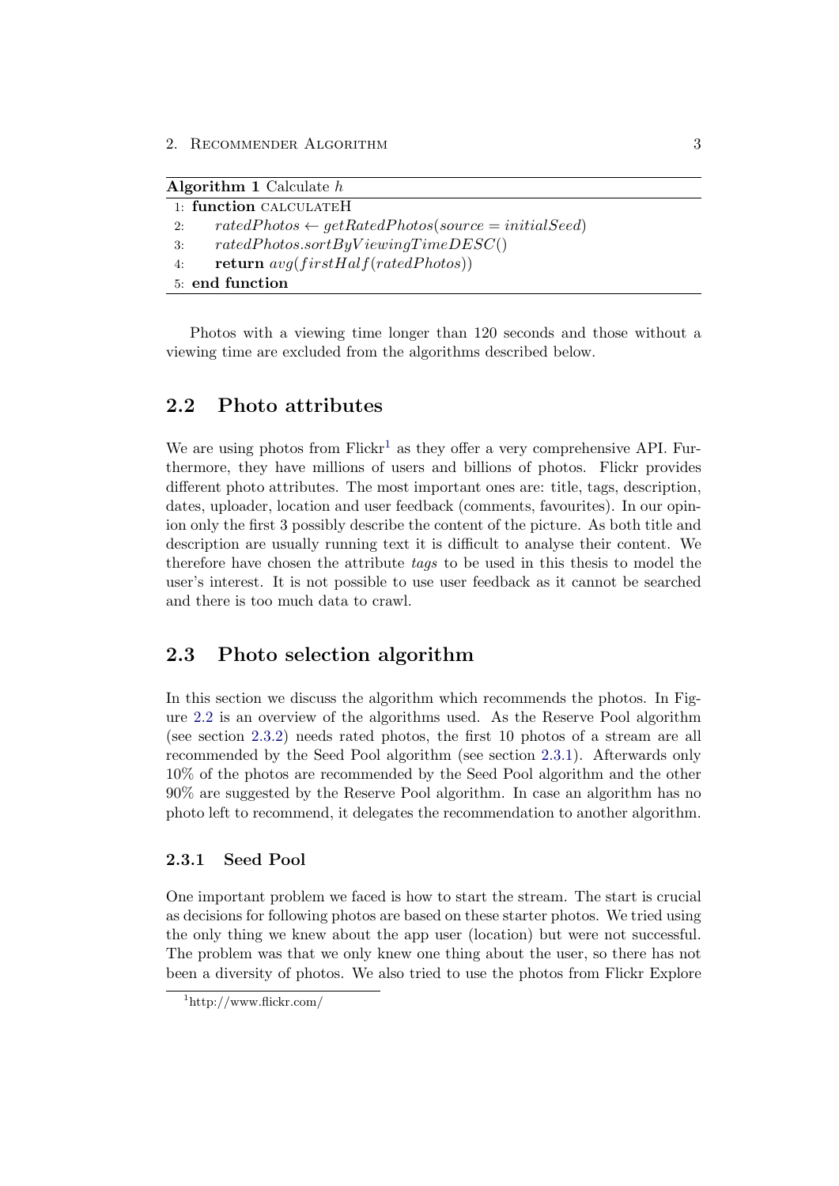**Algorithm 1** Calculate $h$

```
1: function CALCULATEH
2:     ratedPhotos ← getRatedPhotos(source = initialSeed)
3:     ratedPhotos.sortByViewingTimeDESC()
4:     return avg(firstHalf(ratedPhotos))
5: end function
```

Photos with a viewing time longer than 120 seconds and those without a viewing time are excluded from the algorithms described below.

## 2.2 Photo attributes

We are using photos from Flickr[1] as they offer a very comprehensive API. Furthermore, they have millions of users and billions of photos. Flickr provides different photo attributes. The most important ones are: title, tags, description, dates, uploader, location and user feedback (comments, favourites). In our opinion only the first 3 possibly describe the content of the picture. As both title and description are usually running text it is difficult to analyse their content. We therefore have chosen the attribute *tags* to be used in this thesis to model the user's interest. It is not possible to use user feedback as it cannot be searched and there is too much data to crawl.

## 2.3 Photo selection algorithm

In this section we discuss the algorithm which recommends the photos. In Figure 2.2 is an overview of the algorithms used. As the Reserve Pool algorithm (see section 2.3.2) needs rated photos, the first 10 photos of a stream are all recommended by the Seed Pool algorithm (see section 2.3.1). Afterwards only 10% of the photos are recommended by the Seed Pool algorithm and the other 90% are suggested by the Reserve Pool algorithm. In case an algorithm has no photo left to recommend, it delegates the recommendation to another algorithm.

### 2.3.1 Seed Pool

One important problem we faced is how to start the stream. The start is crucial as decisions for following photos are based on these starter photos. We tried using the only thing we knew about the app user (location) but were not successful. The problem was that we only knew one thing about the user, so there has not been a diversity of photos. We also tried to use the photos from Flickr Explore

[1] http://www.flickr.com/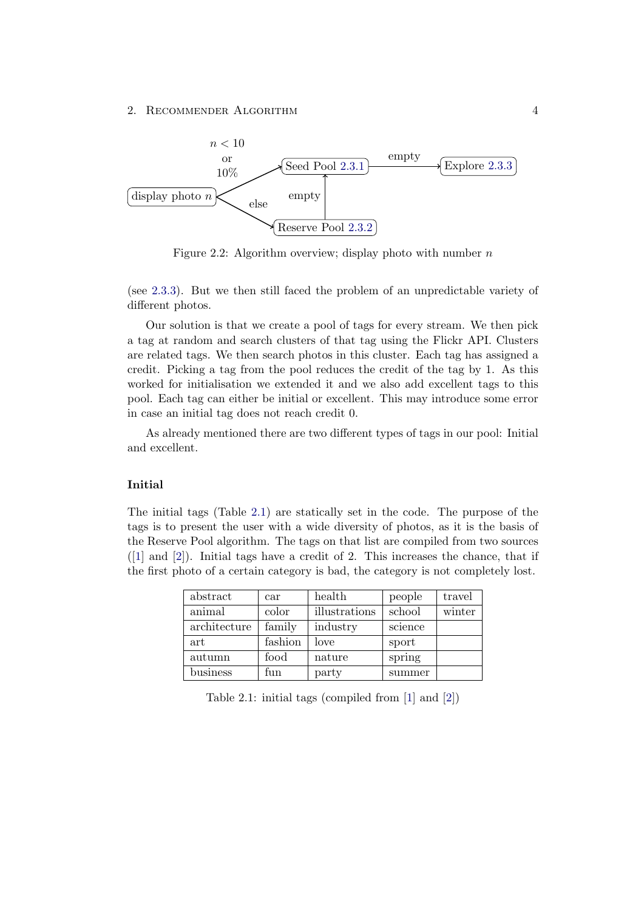Figure 2.2: Algorithm overview; display photo with number $n$

(see 2.3.3). But we then still faced the problem of an unpredictable variety of different photos.

Our solution is that we create a pool of tags for every stream. We then pick a tag at random and search clusters of that tag using the Flickr API. Clusters are related tags. We then search photos in this cluster. Each tag has assigned a credit. Picking a tag from the pool reduces the credit of the tag by 1. As this worked for initialisation we extended it and we also add excellent tags to this pool. Each tag can either be initial or excellent. This may introduce some error in case an initial tag does not reach credit 0.

As already mentioned there are two different types of tags in our pool: Initial and excellent.

### Initial

The initial tags (Table 2.1) are statically set in the code. The purpose of the tags is to present the user with a wide diversity of photos, as it is the basis of the Reserve Pool algorithm. The tags on that list are compiled from two sources ([1] and [2]). Initial tags have a credit of 2. This increases the chance, that if the first photo of a certain category is bad, the category is not completely lost.

| | | | | |
|---|---|---|---|---|
| abstract | car | health | people | travel |
| animal | color | illustrations | school | winter |
| architecture | family | industry | science | |
| art | fashion | love | sport | |
| autumn | food | nature | spring | |
| business | fun | party | summer | |

Table 2.1: initial tags (compiled from [1] and [2])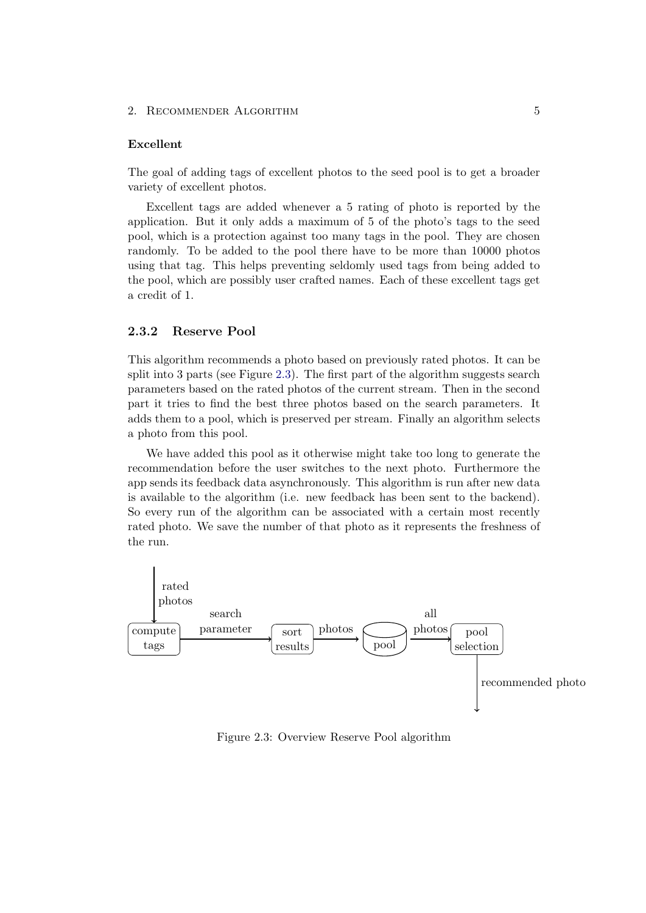#### Excellent

The goal of adding tags of excellent photos to the seed pool is to get a broader variety of excellent photos.

Excellent tags are added whenever a 5 rating of photo is reported by the application. But it only adds a maximum of 5 of the photo's tags to the seed pool, which is a protection against too many tags in the pool. They are chosen randomly. To be added to the pool there have to be more than 10000 photos using that tag. This helps preventing seldomly used tags from being added to the pool, which are possibly user crafted names. Each of these excellent tags get a credit of 1.

### 2.3.2 Reserve Pool

This algorithm recommends a photo based on previously rated photos. It can be split into 3 parts (see Figure 2.3). The first part of the algorithm suggests search parameters based on the rated photos of the current stream. Then in the second part it tries to find the best three photos based on the search parameters. It adds them to a pool, which is preserved per stream. Finally an algorithm selects a photo from this pool.

We have added this pool as it otherwise might take too long to generate the recommendation before the user switches to the next photo. Furthermore the app sends its feedback data asynchronously. This algorithm is run after new data is available to the algorithm (i.e. new feedback has been sent to the backend). So every run of the algorithm can be associated with a certain most recently rated photo. We save the number of that photo as it represents the freshness of the run.

rated photos → compute tags → search parameter → sort results → photos → pool → all photos → pool selection → recommended photo

Figure 2.3: Overview Reserve Pool algorithm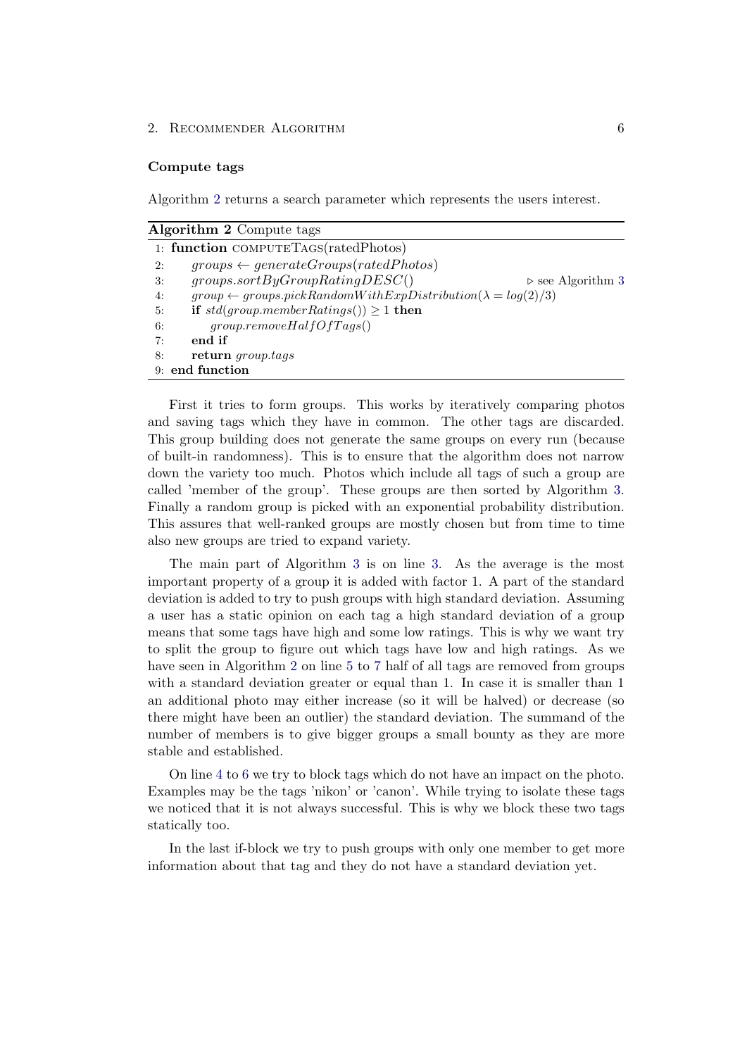### Compute tags

Algorithm 2 returns a search parameter which represents the users interest.

**Algorithm 2** Compute tags

```
1: function COMPUTETAGS(ratedPhotos)
2:     groups ← generateGroups(ratedPhotos)
3:     groups.sortByGroupRatingDESC()                          ▷ see Algorithm 3
4:     group ← groups.pickRandomWithExpDistribution(λ = log(2)/3)
5:     if std(group.memberRatings()) ≥ 1 then
6:         group.removeHalfOfTags()
7:     end if
8:     return group.tags
9: end function
```

First it tries to form groups. This works by iteratively comparing photos and saving tags which they have in common. The other tags are discarded. This group building does not generate the same groups on every run (because of built-in randomness). This is to ensure that the algorithm does not narrow down the variety too much. Photos which include all tags of such a group are called 'member of the group'. These groups are then sorted by Algorithm 3. Finally a random group is picked with an exponential probability distribution. This assures that well-ranked groups are mostly chosen but from time to time also new groups are tried to expand variety.

The main part of Algorithm 3 is on line 3. As the average is the most important property of a group it is added with factor 1. A part of the standard deviation is added to try to push groups with high standard deviation. Assuming a user has a static opinion on each tag a high standard deviation of a group means that some tags have high and some low ratings. This is why we want try to split the group to figure out which tags have low and high ratings. As we have seen in Algorithm 2 on line 5 to 7 half of all tags are removed from groups with a standard deviation greater or equal than 1. In case it is smaller than 1 an additional photo may either increase (so it will be halved) or decrease (so there might have been an outlier) the standard deviation. The summand of the number of members is to give bigger groups a small bounty as they are more stable and established.

On line 4 to 6 we try to block tags which do not have an impact on the photo. Examples may be the tags 'nikon' or 'canon'. While trying to isolate these tags we noticed that it is not always successful. This is why we block these two tags statically too.

In the last if-block we try to push groups with only one member to get more information about that tag and they do not have a standard deviation yet.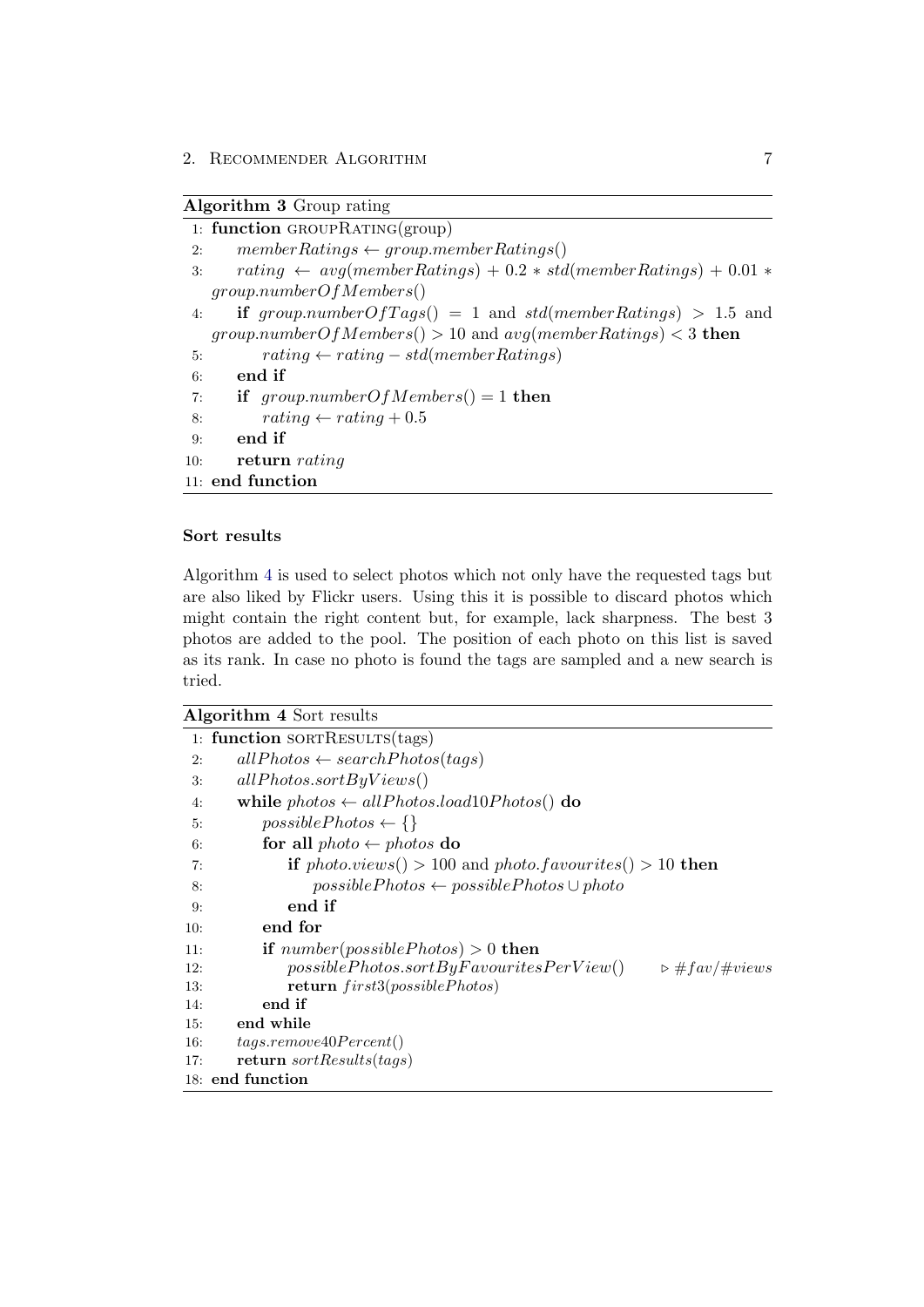**Algorithm 3** Group rating

```
 1: function GROUPRATING(group)
 2:     memberRatings ← group.memberRatings()
 3:     rating ← avg(memberRatings) + 0.2 * std(memberRatings) + 0.01 *
        group.numberOfMembers()
 4:     if group.numberOfTags() = 1 and std(memberRatings) > 1.5 and
        group.numberOfMembers() > 10 and avg(memberRatings) < 3 then
 5:         rating ← rating − std(memberRatings)
 6:     end if
 7:     if group.numberOfMembers() = 1 then
 8:         rating ← rating + 0.5
 9:     end if
10:     return rating
11: end function
```

### Sort results

Algorithm 4 is used to select photos which not only have the requested tags but are also liked by Flickr users. Using this it is possible to discard photos which might contain the right content but, for example, lack sharpness. The best 3 photos are added to the pool. The position of each photo on this list is saved as its rank. In case no photo is found the tags are sampled and a new search is tried.

**Algorithm 4** Sort results

```
 1: function SORTRESULTS(tags)
 2:     allPhotos ← searchPhotos(tags)
 3:     allPhotos.sortByViews()
 4:     while photos ← allPhotos.load10Photos() do
 5:         possiblePhotos ← {}
 6:         for all photo ← photos do
 7:             if photo.views() > 100 and photo.favourites() > 10 then
 8:                 possiblePhotos ← possiblePhotos ∪ photo
 9:             end if
10:         end for
11:         if number(possiblePhotos) > 0 then
12:             possiblePhotos.sortByFavouritesPerView()        ▷ #fav/#views
13:             return first3(possiblePhotos)
14:         end if
15:     end while
16:     tags.remove40Percent()
17:     return sortResults(tags)
18: end function
```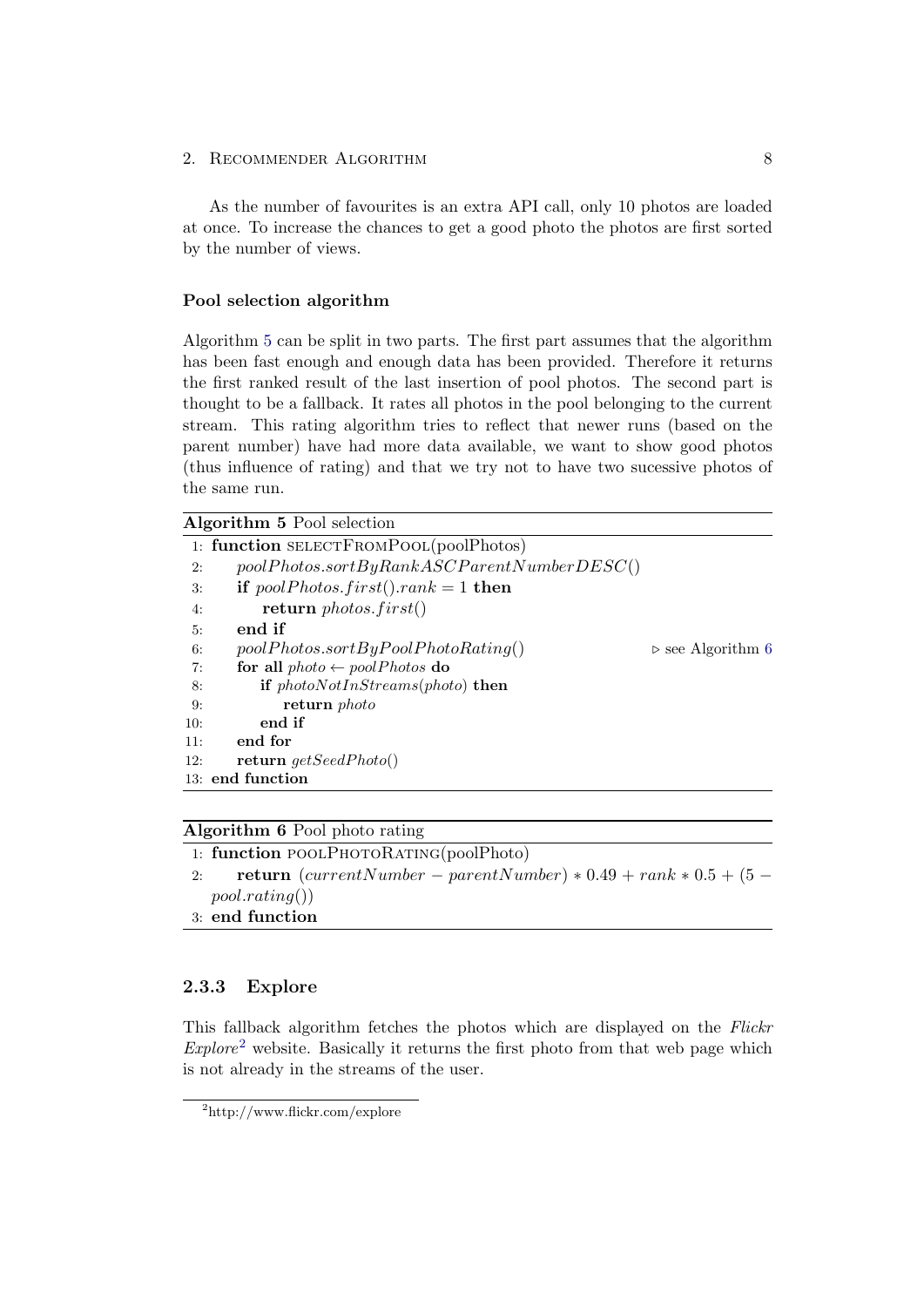As the number of favourites is an extra API call, only 10 photos are loaded at once. To increase the chances to get a good photo the photos are first sorted by the number of views.

#### Pool selection algorithm

Algorithm 5 can be split in two parts. The first part assumes that the algorithm has been fast enough and enough data has been provided. Therefore it returns the first ranked result of the last insertion of pool photos. The second part is thought to be a fallback. It rates all photos in the pool belonging to the current stream. This rating algorithm tries to reflect that newer runs (based on the parent number) have had more data available, we want to show good photos (thus influence of rating) and that we try not to have two sucessive photos of the same run.

**Algorithm 5** Pool selection

```
 1: function SELECTFROMPOOL(poolPhotos)
 2:     poolPhotos.sortByRankASCParentNumberDESC()
 3:     if poolPhotos.first().rank = 1 then
 4:         return photos.first()
 5:     end if
 6:     poolPhotos.sortByPoolPhotoRating()                ▷ see Algorithm 6
 7:     for all photo ← poolPhotos do
 8:         if photoNotInStreams(photo) then
 9:             return photo
10:         end if
11:     end for
12:     return getSeedPhoto()
13: end function
```

**Algorithm 6** Pool photo rating

```
1: function POOLPHOTORATING(poolPhoto)
2:     return (currentNumber − parentNumber) * 0.49 + rank * 0.5 + (5 − pool.rating())
3: end function
```

### 2.3.3 Explore

This fallback algorithm fetches the photos which are displayed on the *Flickr Explore*[2] website. Basically it returns the first photo from that web page which is not already in the streams of the user.

[2] http://www.flickr.com/explore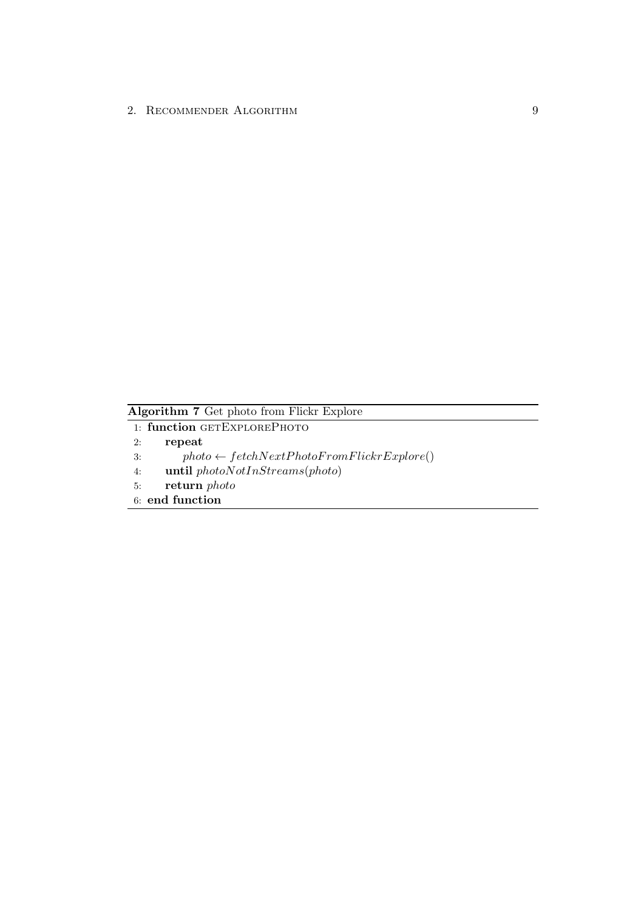**Algorithm 7** Get photo from Flickr Explore

```
1: function GETEXPLOREPHOTO
2:     repeat
3:         photo ← fetchNextPhotoFromFlickrExplore()
4:     until photoNotInStreams(photo)
5:     return photo
6: end function
```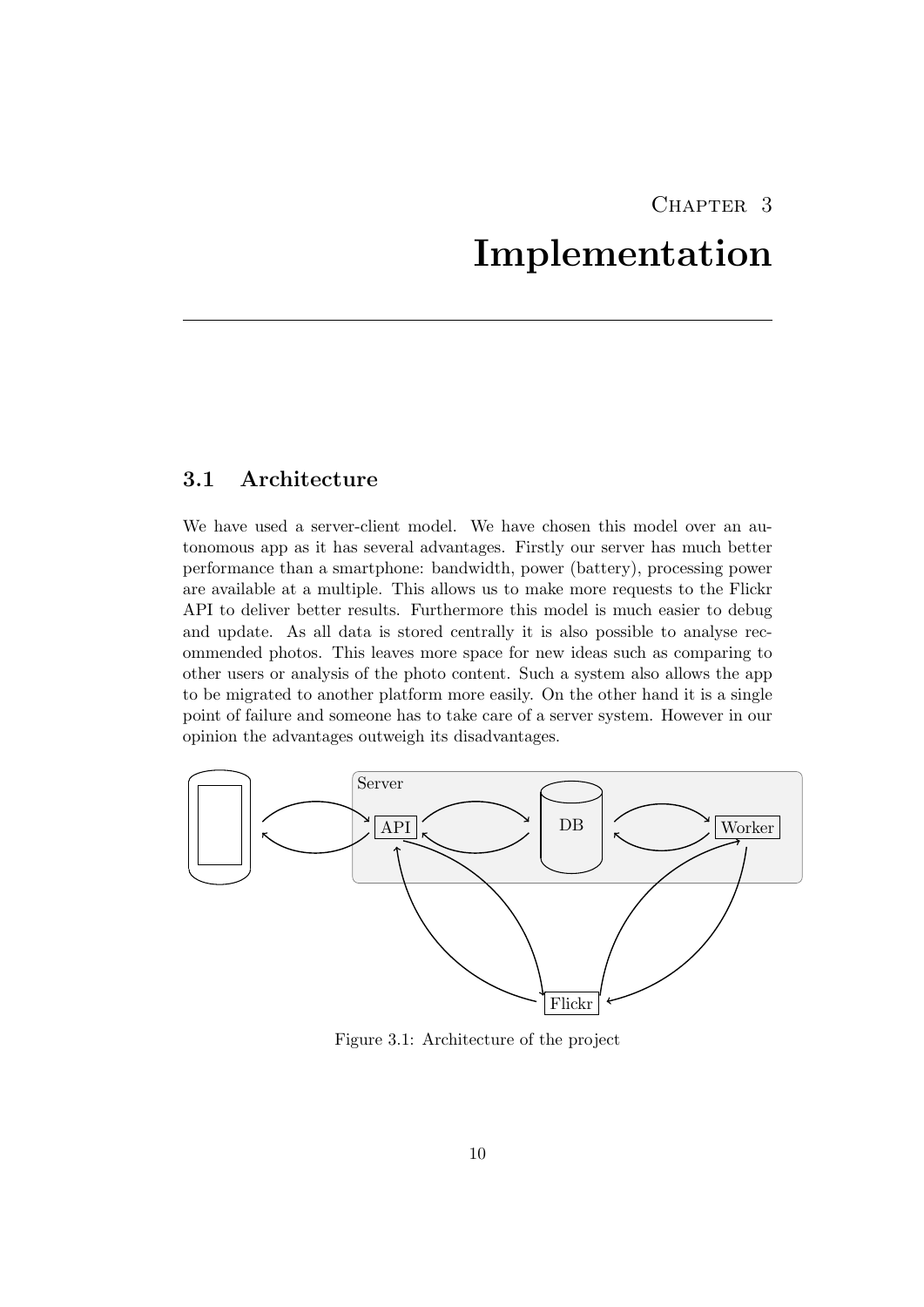# Chapter 3
# Implementation

## 3.1 Architecture

We have used a server-client model. We have chosen this model over an autonomous app as it has several advantages. Firstly our server has much better performance than a smartphone: bandwidth, power (battery), processing power are available at a multiple. This allows us to make more requests to the Flickr API to deliver better results. Furthermore this model is much easier to debug and update. As all data is stored centrally it is also possible to analyse recommended photos. This leaves more space for new ideas such as comparing to other users or analysis of the photo content. Such a system also allows the app to be migrated to another platform more easily. On the other hand it is a single point of failure and someone has to take care of a server system. However in our opinion the advantages outweigh its disadvantages.

Figure 3.1: Architecture of the project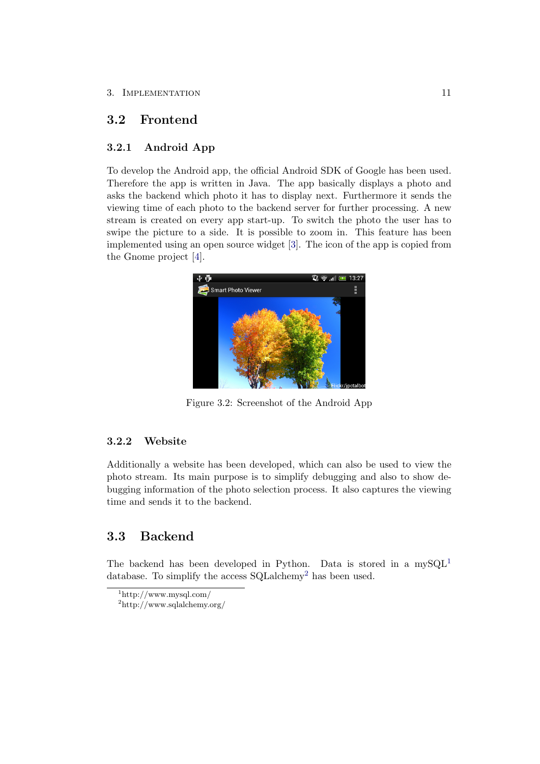## 3.2 Frontend

### 3.2.1 Android App

To develop the Android app, the official Android SDK of Google has been used. Therefore the app is written in Java. The app basically displays a photo and asks the backend which photo it has to display next. Furthermore it sends the viewing time of each photo to the backend server for further processing. A new stream is created on every app start-up. To switch the photo the user has to swipe the picture to a side. It is possible to zoom in. This feature has been implemented using an open source widget [3]. The icon of the app is copied from the Gnome project [4].

Figure 3.2: Screenshot of the Android App

### 3.2.2 Website

Additionally a website has been developed, which can also be used to view the photo stream. Its main purpose is to simplify debugging and also to show debugging information of the photo selection process. It also captures the viewing time and sends it to the backend.

## 3.3 Backend

The backend has been developed in Python. Data is stored in a mySQL[1] database. To simplify the access SQLalchemy[2] has been used.

[1] http://www.mysql.com/

[2] http://www.sqlalchemy.org/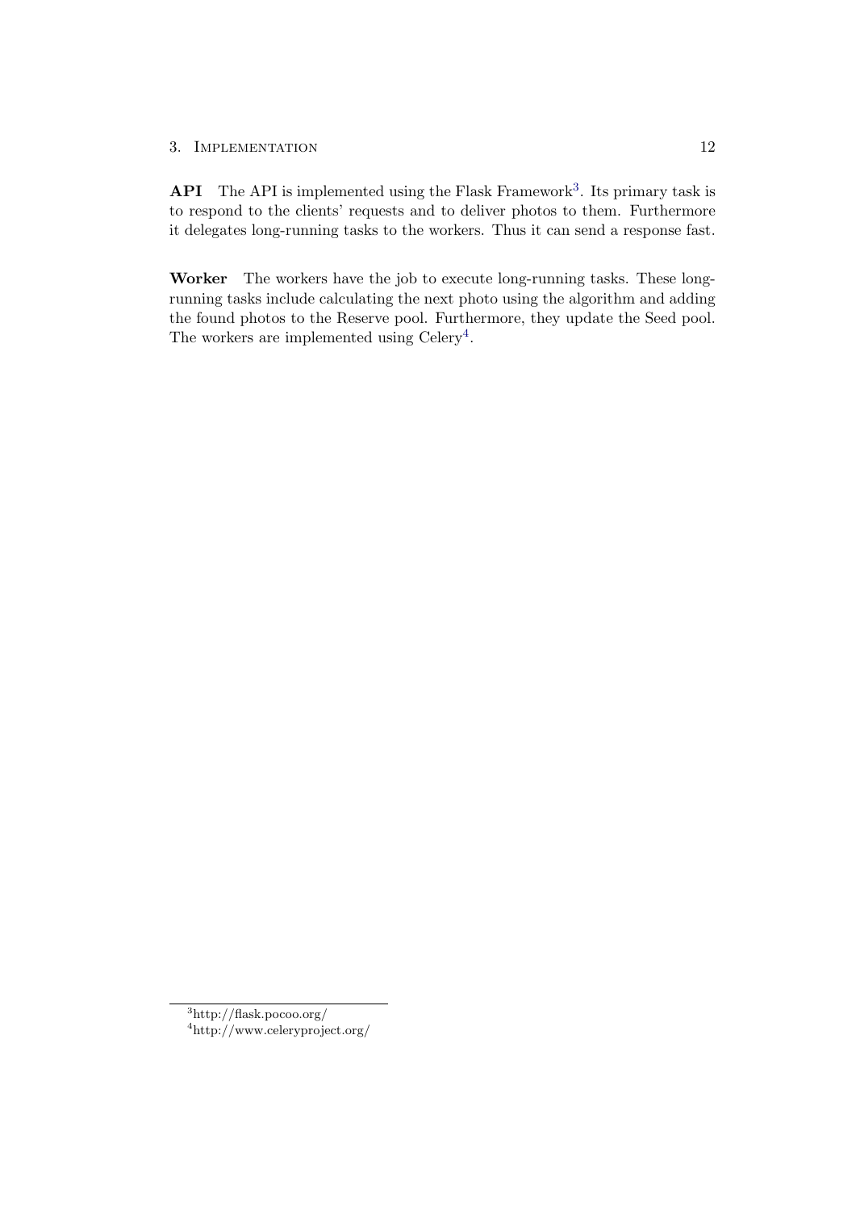**API** The API is implemented using the Flask Framework[3]. Its primary task is to respond to the clients' requests and to deliver photos to them. Furthermore it delegates long-running tasks to the workers. Thus it can send a response fast.

**Worker** The workers have the job to execute long-running tasks. These long-running tasks include calculating the next photo using the algorithm and adding the found photos to the Reserve pool. Furthermore, they update the Seed pool. The workers are implemented using Celery[4].

---

[3] http://flask.pocoo.org/

[4] http://www.celeryproject.org/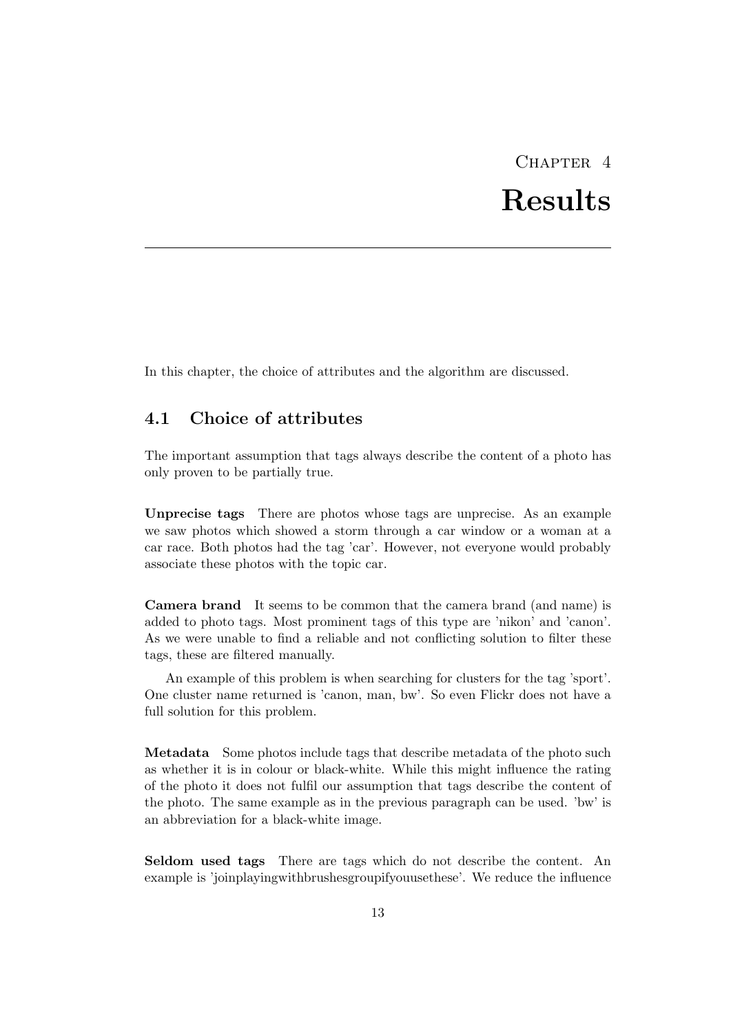# Chapter 4
# Results

In this chapter, the choice of attributes and the algorithm are discussed.

## 4.1 Choice of attributes

The important assumption that tags always describe the content of a photo has only proven to be partially true.

**Unprecise tags** There are photos whose tags are unprecise. As an example we saw photos which showed a storm through a car window or a woman at a car race. Both photos had the tag 'car'. However, not everyone would probably associate these photos with the topic car.

**Camera brand** It seems to be common that the camera brand (and name) is added to photo tags. Most prominent tags of this type are 'nikon' and 'canon'. As we were unable to find a reliable and not conflicting solution to filter these tags, these are filtered manually.

An example of this problem is when searching for clusters for the tag 'sport'. One cluster name returned is 'canon, man, bw'. So even Flickr does not have a full solution for this problem.

**Metadata** Some photos include tags that describe metadata of the photo such as whether it is in colour or black-white. While this might influence the rating of the photo it does not fulfil our assumption that tags describe the content of the photo. The same example as in the previous paragraph can be used. 'bw' is an abbreviation for a black-white image.

**Seldom used tags** There are tags which do not describe the content. An example is 'joinplayingwithbrushesgroupifyouusethese'. We reduce the influence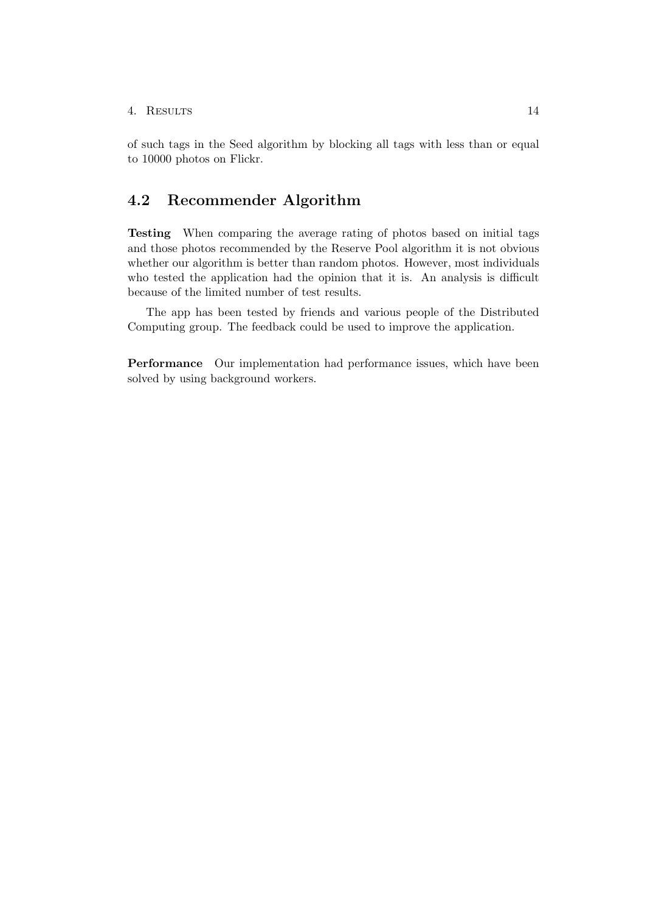of such tags in the Seed algorithm by blocking all tags with less than or equal to 10000 photos on Flickr.

## 4.2 Recommender Algorithm

**Testing** When comparing the average rating of photos based on initial tags and those photos recommended by the Reserve Pool algorithm it is not obvious whether our algorithm is better than random photos. However, most individuals who tested the application had the opinion that it is. An analysis is difficult because of the limited number of test results.

The app has been tested by friends and various people of the Distributed Computing group. The feedback could be used to improve the application.

**Performance** Our implementation had performance issues, which have been solved by using background workers.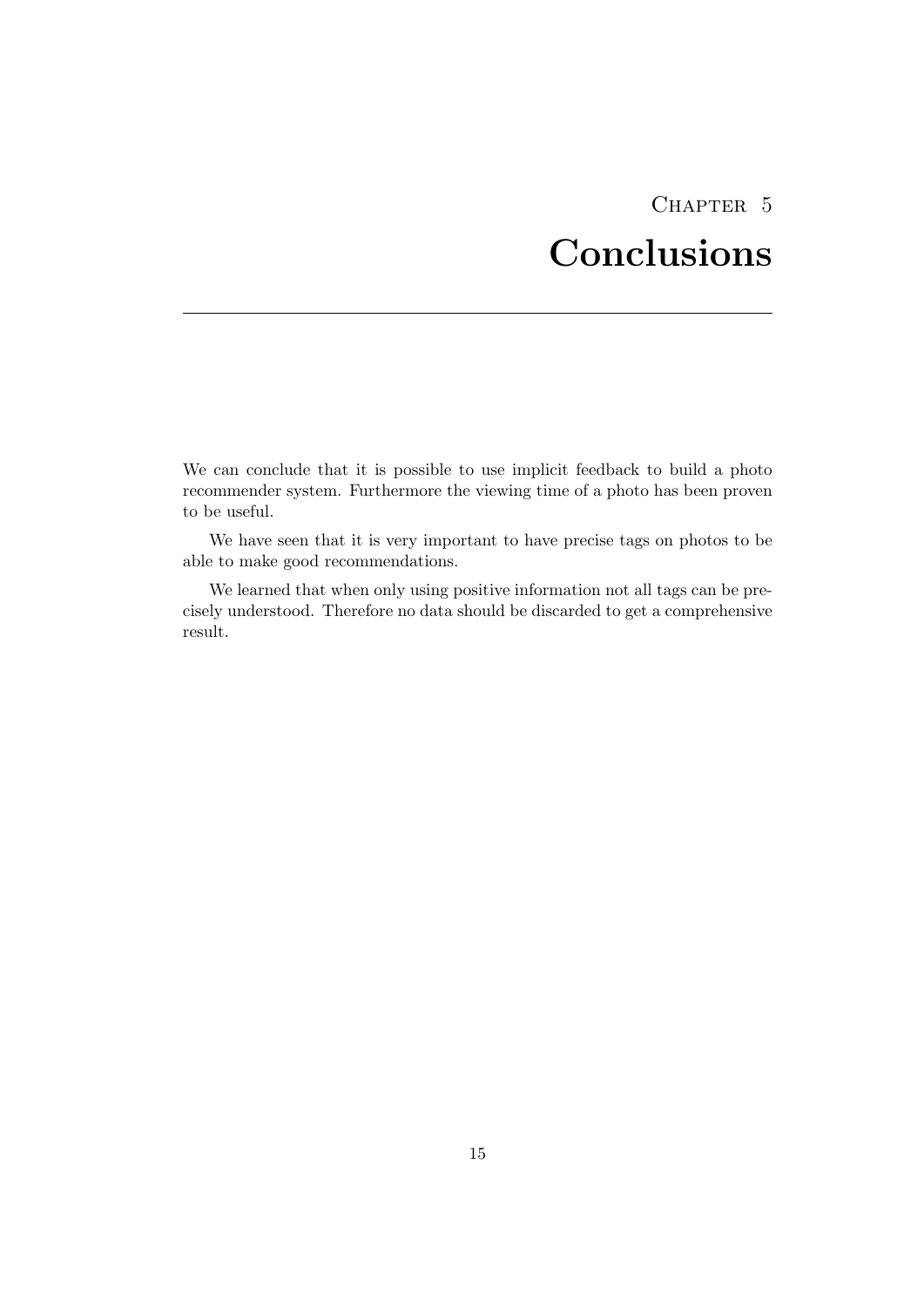# Chapter 5
# Conclusions

We can conclude that it is possible to use implicit feedback to build a photo recommender system. Furthermore the viewing time of a photo has been proven to be useful.

We have seen that it is very important to have precise tags on photos to be able to make good recommendations.

We learned that when only using positive information not all tags can be precisely understood. Therefore no data should be discarded to get a comprehensive result.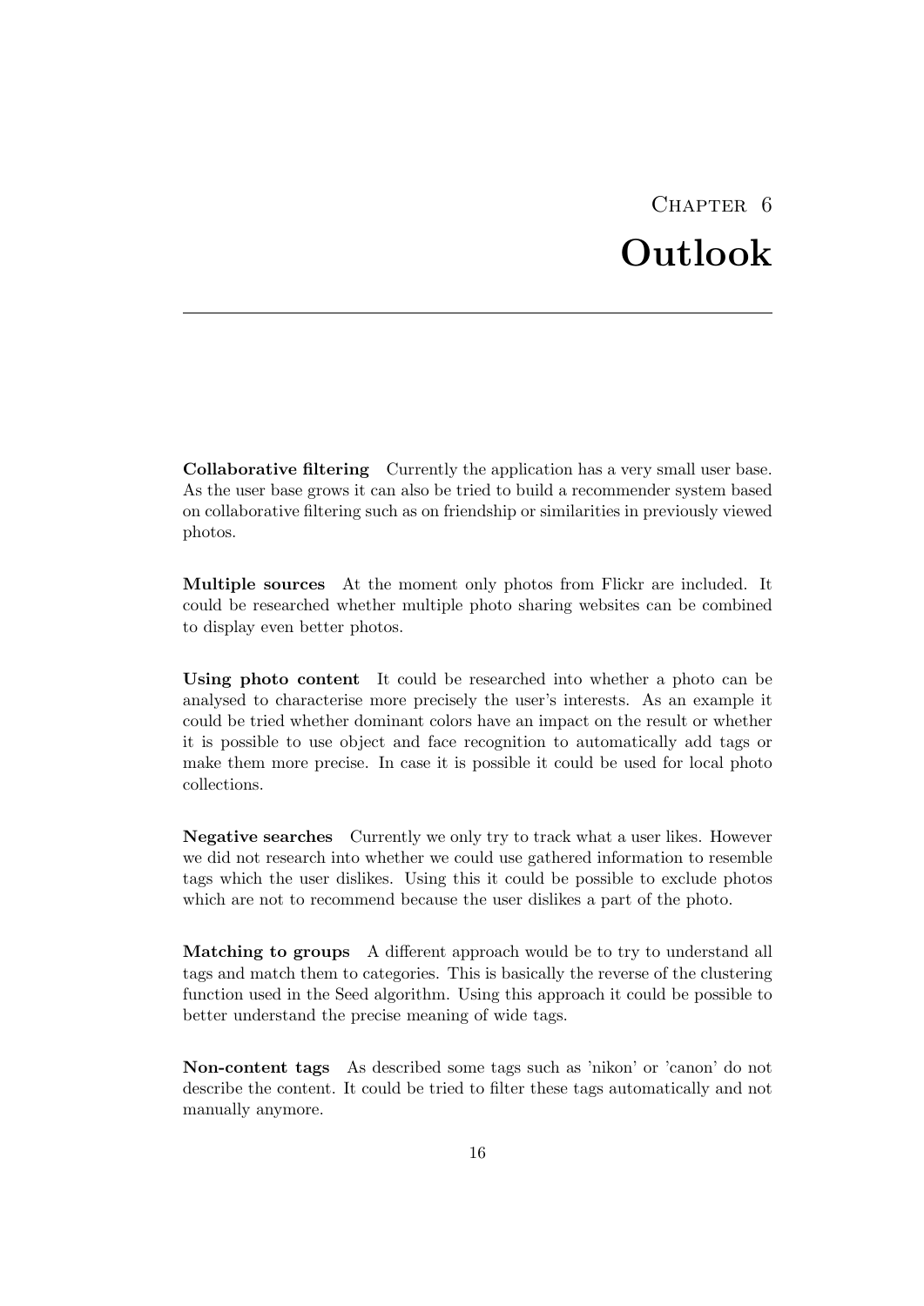# Chapter 6
# Outlook

**Collaborative filtering** Currently the application has a very small user base. As the user base grows it can also be tried to build a recommender system based on collaborative filtering such as on friendship or similarities in previously viewed photos.

**Multiple sources** At the moment only photos from Flickr are included. It could be researched whether multiple photo sharing websites can be combined to display even better photos.

**Using photo content** It could be researched into whether a photo can be analysed to characterise more precisely the user's interests. As an example it could be tried whether dominant colors have an impact on the result or whether it is possible to use object and face recognition to automatically add tags or make them more precise. In case it is possible it could be used for local photo collections.

**Negative searches** Currently we only try to track what a user likes. However we did not research into whether we could use gathered information to resemble tags which the user dislikes. Using this it could be possible to exclude photos which are not to recommend because the user dislikes a part of the photo.

**Matching to groups** A different approach would be to try to understand all tags and match them to categories. This is basically the reverse of the clustering function used in the Seed algorithm. Using this approach it could be possible to better understand the precise meaning of wide tags.

**Non-content tags** As described some tags such as 'nikon' or 'canon' do not describe the content. It could be tried to filter these tags automatically and not manually anymore.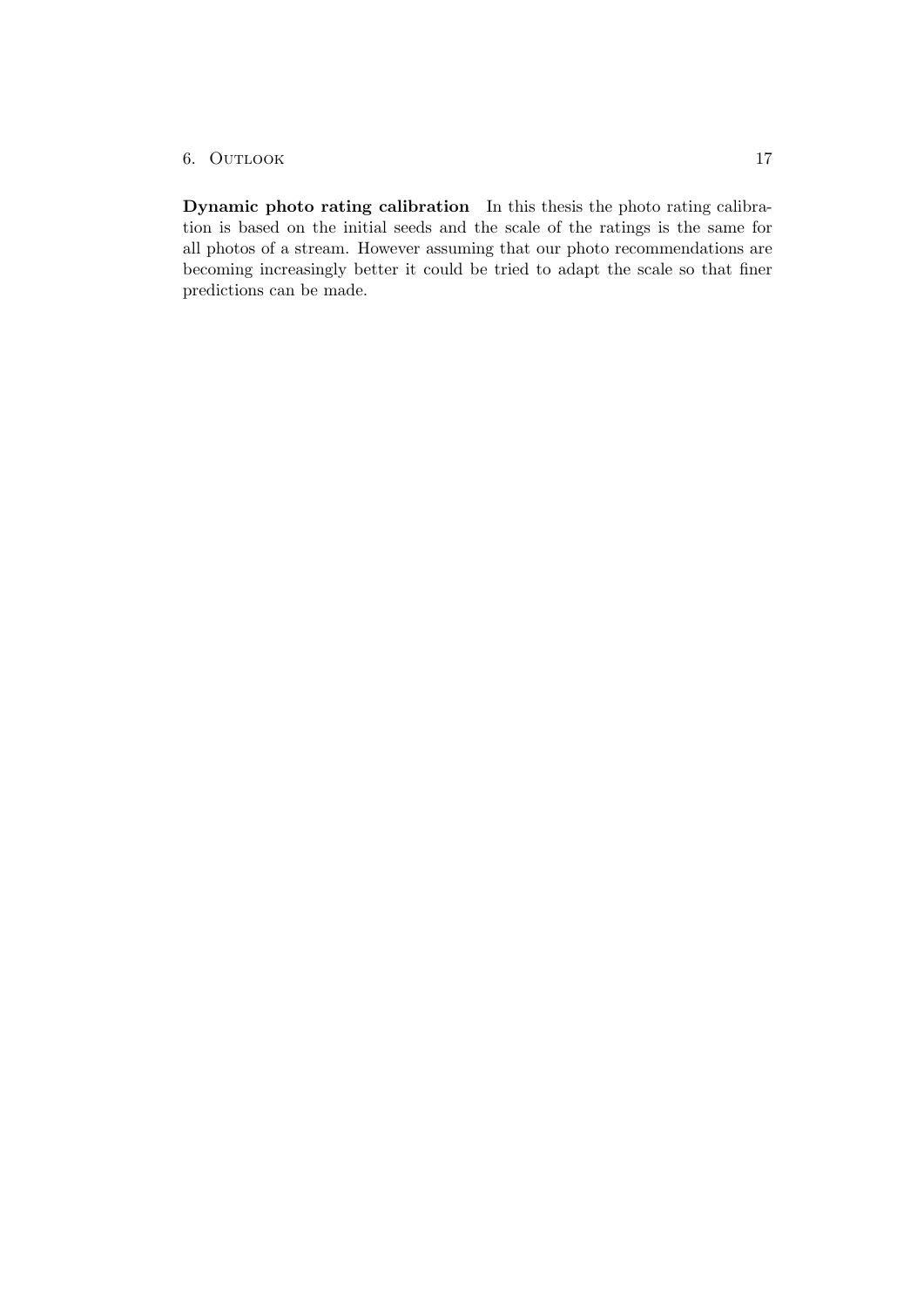**Dynamic photo rating calibration** In this thesis the photo rating calibration is based on the initial seeds and the scale of the ratings is the same for all photos of a stream. However assuming that our photo recommendations are becoming increasingly better it could be tried to adapt the scale so that finer predictions can be made.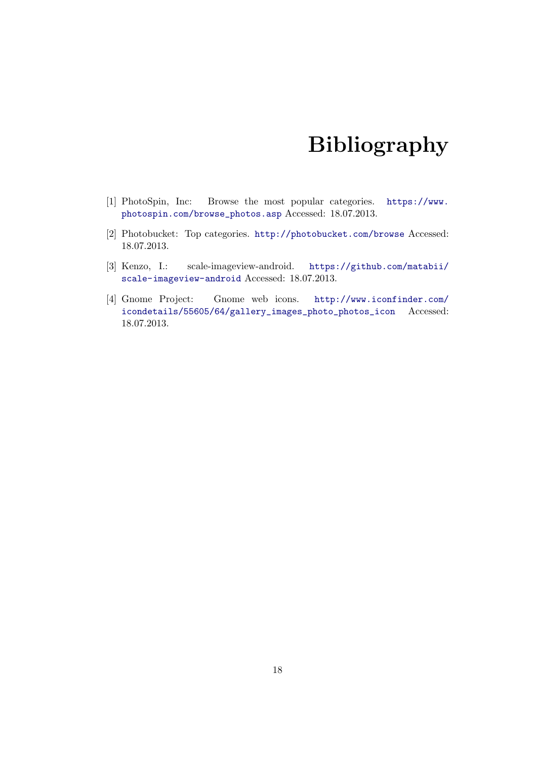# Bibliography

[1] PhotoSpin, Inc: Browse the most popular categories. https://www.photospin.com/browse_photos.asp Accessed: 18.07.2013.

[2] Photobucket: Top categories. http://photobucket.com/browse Accessed: 18.07.2013.

[3] Kenzo, I.: scale-imageview-android. https://github.com/matabii/scale-imageview-android Accessed: 18.07.2013.

[4] Gnome Project: Gnome web icons. http://www.iconfinder.com/icondetails/55605/64/gallery_images_photo_photos_icon Accessed: 18.07.2013.